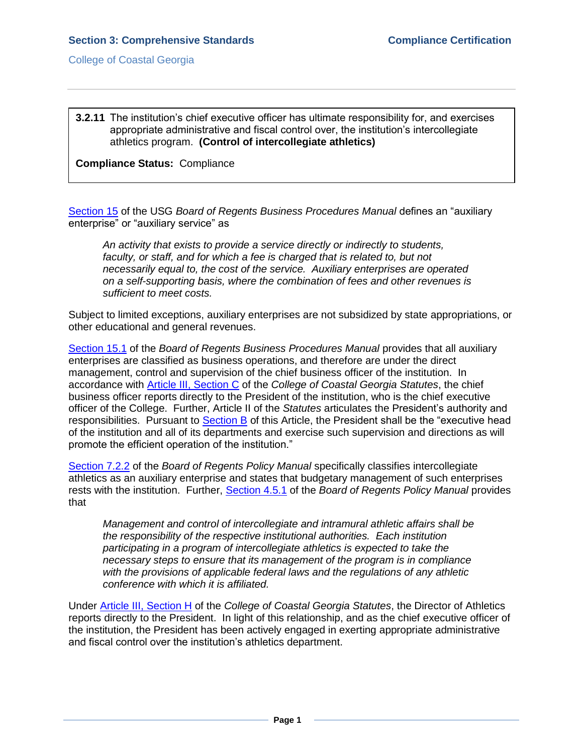**Section 3: Comprehensive Standards** **Compliance Certification**

College of Coastal Georgia

---

> **3.2.11** The institution's chief executive officer has ultimate responsibility for, and exercises appropriate administrative and fiscal control over, the institution's intercollegiate athletics program. **(Control of intercollegiate athletics)**
>
> **Compliance Status:** Compliance

Section 15 of the USG *Board of Regents Business Procedures Manual* defines an "auxiliary enterprise" or "auxiliary service" as

> *An activity that exists to provide a service directly or indirectly to students, faculty, or staff, and for which a fee is charged that is related to, but not necessarily equal to, the cost of the service. Auxiliary enterprises are operated on a self-supporting basis, where the combination of fees and other revenues is sufficient to meet costs.*

Subject to limited exceptions, auxiliary enterprises are not subsidized by state appropriations, or other educational and general revenues.

Section 15.1 of the *Board of Regents Business Procedures Manual* provides that all auxiliary enterprises are classified as business operations, and therefore are under the direct management, control and supervision of the chief business officer of the institution. In accordance with Article III, Section C of the *College of Coastal Georgia Statutes*, the chief business officer reports directly to the President of the institution, who is the chief executive officer of the College. Further, Article II of the *Statutes* articulates the President's authority and responsibilities. Pursuant to Section B of this Article, the President shall be the "executive head of the institution and all of its departments and exercise such supervision and directions as will promote the efficient operation of the institution."

Section 7.2.2 of the *Board of Regents Policy Manual* specifically classifies intercollegiate athletics as an auxiliary enterprise and states that budgetary management of such enterprises rests with the institution. Further, Section 4.5.1 of the *Board of Regents Policy Manual* provides that

> *Management and control of intercollegiate and intramural athletic affairs shall be the responsibility of the respective institutional authorities. Each institution participating in a program of intercollegiate athletics is expected to take the necessary steps to ensure that its management of the program is in compliance with the provisions of applicable federal laws and the regulations of any athletic conference with which it is affiliated.*

Under Article III, Section H of the *College of Coastal Georgia Statutes*, the Director of Athletics reports directly to the President. In light of this relationship, and as the chief executive officer of the institution, the President has been actively engaged in exerting appropriate administrative and fiscal control over the institution's athletics department.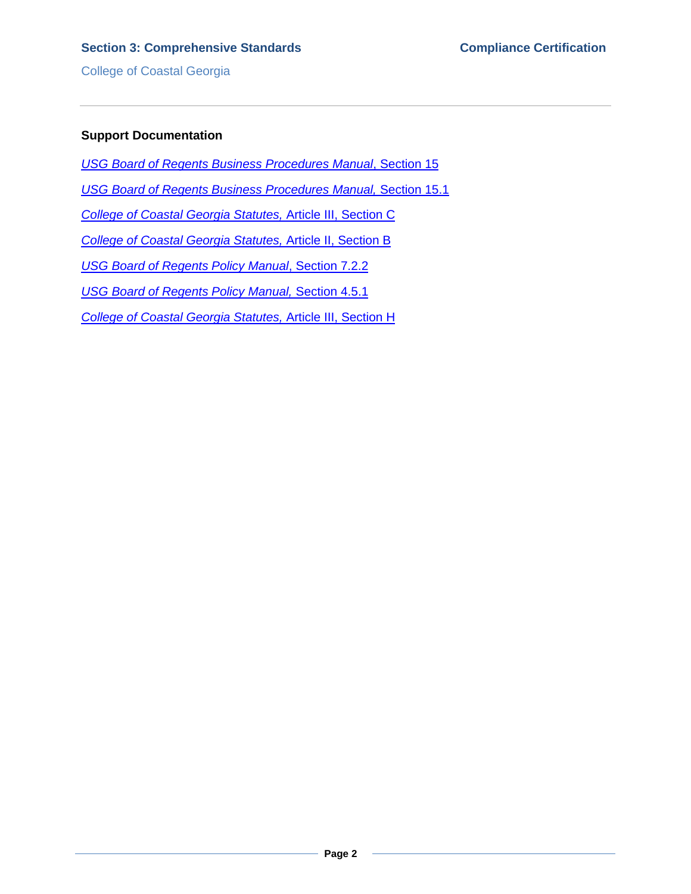**Support Documentation**

*USG Board of Regents Business Procedures Manual*, Section 15

*USG Board of Regents Business Procedures Manual,* Section 15.1

*College of Coastal Georgia Statutes,* Article III, Section C

*College of Coastal Georgia Statutes,* Article II, Section B

*USG Board of Regents Policy Manual*, Section 7.2.2

*USG Board of Regents Policy Manual,* Section 4.5.1

*College of Coastal Georgia Statutes,* Article III, Section H